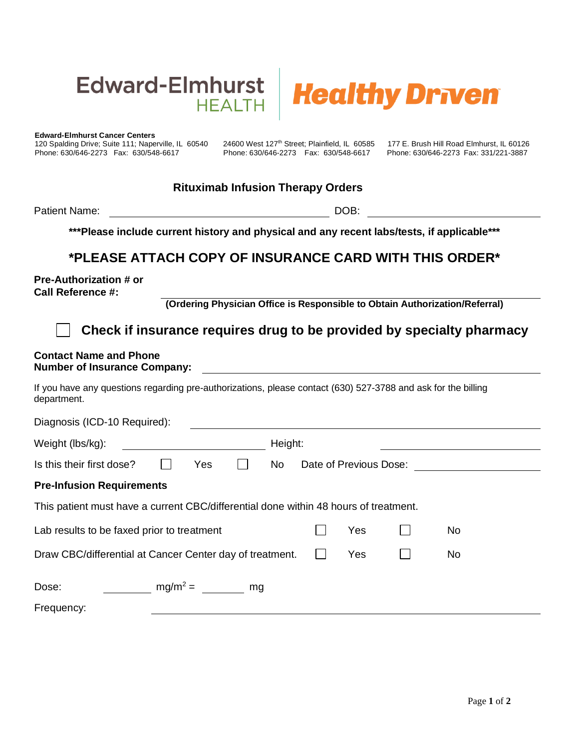Edward-Elmhurst HEALTH | Healthy Driven

**Edward-Elmhurst Cancer Centers**

120 Spalding Drive; Suite 111; Naperville, IL 60540
Phone: 630/646-2273 Fax: 630/548-6617

24600 West 127th Street; Plainfield, IL 60585
Phone: 630/646-2273 Fax: 630/548-6617

177 E. Brush Hill Road Elmhurst, IL 60126
Phone: 630/646-2273 Fax: 331/221-3887

## Rituximab Infusion Therapy Orders

Patient Name: ______________________________ DOB: ____________________

**\*\*\*Please include current history and physical and any recent labs/tests, if applicable\*\*\***

## \*PLEASE ATTACH COPY OF INSURANCE CARD WITH THIS ORDER\*

**Pre-Authorization # or Call Reference #:** ______________________________

**(Ordering Physician Office is Responsible to Obtain Authorization/Referral)**

☐ **Check if insurance requires drug to be provided by specialty pharmacy**

**Contact Name and Phone Number of Insurance Company:** ______________________________

If you have any questions regarding pre-authorizations, please contact (630) 527-3788 and ask for the billing department.

Diagnosis (ICD-10 Required): ______________________________

Weight (lbs/kg): ____________________ Height: ____________________

Is this their first dose? ☐ Yes ☐ No Date of Previous Dose: ____________________

**Pre-Infusion Requirements**

This patient must have a current CBC/differential done within 48 hours of treatment.

Lab results to be faxed prior to treatment ☐ Yes ☐ No

Draw CBC/differential at Cancer Center day of treatment. ☐ Yes ☐ No

Dose: ________ $mg/m^2$ = ________ mg

Frequency: ______________________________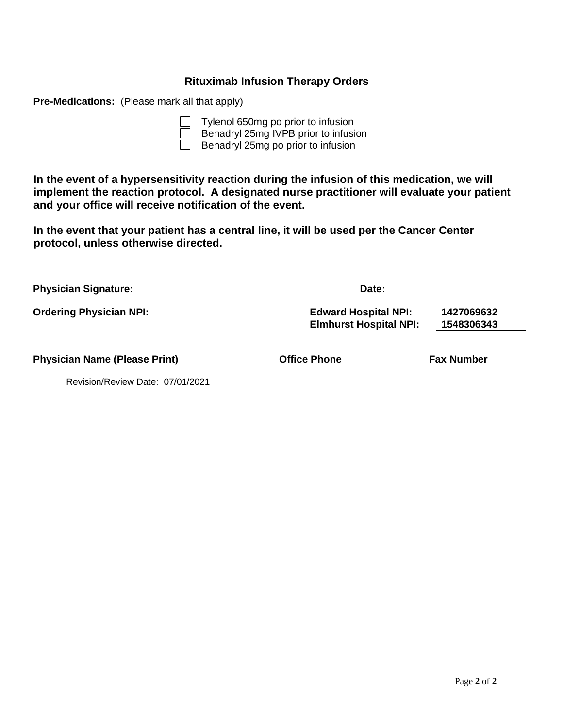## Rituximab Infusion Therapy Orders

**Pre-Medications:** (Please mark all that apply)

- ☐ Tylenol 650mg po prior to infusion
- ☐ Benadryl 25mg IVPB prior to infusion
- ☐ Benadryl 25mg po prior to infusion

**In the event of a hypersensitivity reaction during the infusion of this medication, we will implement the reaction protocol. A designated nurse practitioner will evaluate your patient and your office will receive notification of the event.**

**In the event that your patient has a central line, it will be used per the Cancer Center protocol, unless otherwise directed.**

**Physician Signature:** ______________________________ **Date:** ____________________

**Ordering Physician NPI:** ____________________ **Edward Hospital NPI:** **1427069632**

**Elmhurst Hospital NPI:** **1548306343**

______________________________ ______________________________ ______________________________

**Physician Name (Please Print)** **Office Phone** **Fax Number**

Revision/Review Date: 07/01/2021